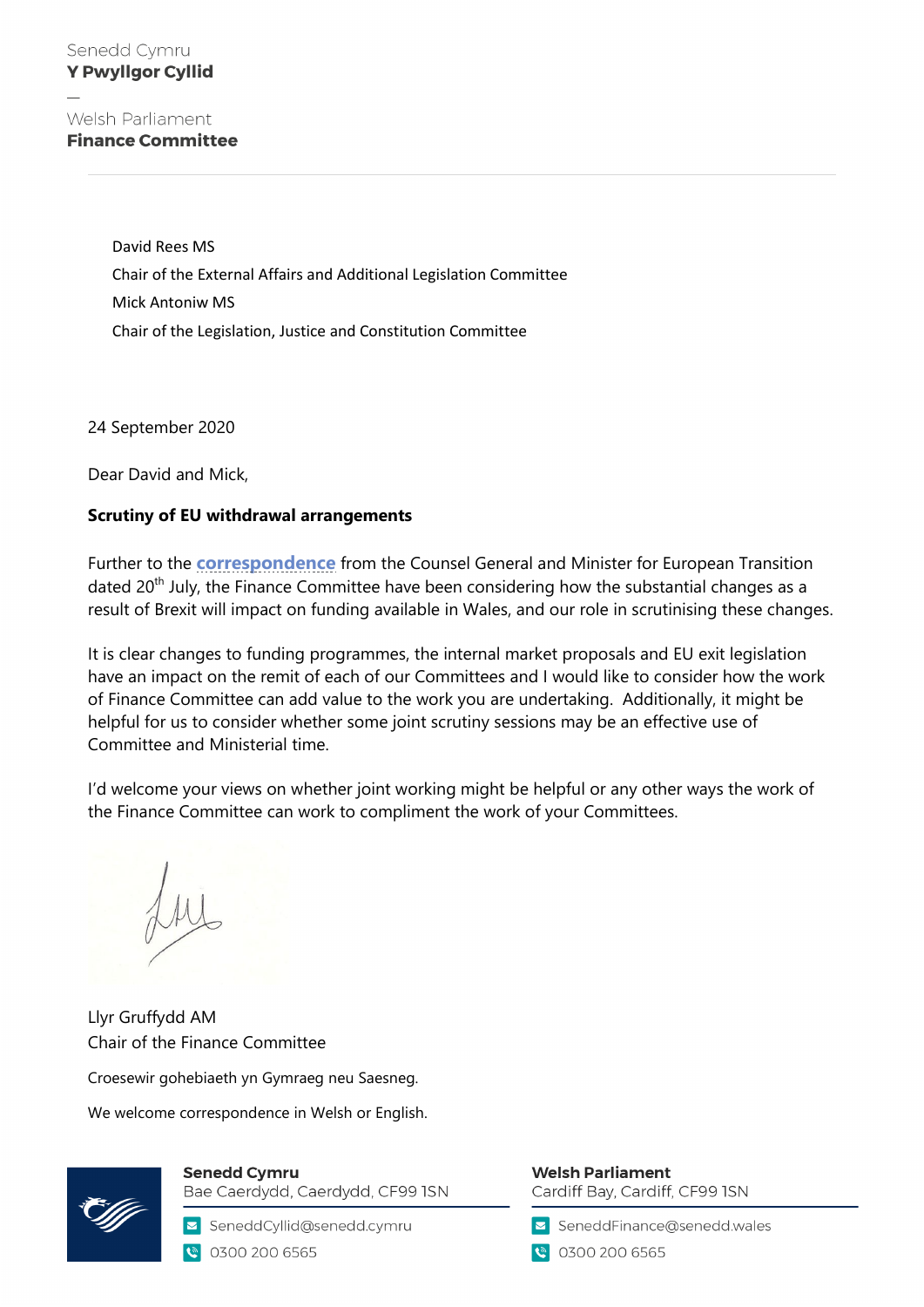Senedd Cymru
**Y Pwyllgor Cyllid**

—

Welsh Parliament
**Finance Committee**

---

David Rees MS

Chair of the External Affairs and Additional Legislation Committee

Mick Antoniw MS

Chair of the Legislation, Justice and Constitution Committee

24 September 2020

Dear David and Mick,

**Scrutiny of EU withdrawal arrangements**

Further to the correspondence from the Counsel General and Minister for European Transition dated 20th July, the Finance Committee have been considering how the substantial changes as a result of Brexit will impact on funding available in Wales, and our role in scrutinising these changes.

It is clear changes to funding programmes, the internal market proposals and EU exit legislation have an impact on the remit of each of our Committees and I would like to consider how the work of Finance Committee can add value to the work you are undertaking. Additionally, it might be helpful for us to consider whether some joint scrutiny sessions may be an effective use of Committee and Ministerial time.

I'd welcome your views on whether joint working might be helpful or any other ways the work of the Finance Committee can work to compliment the work of your Committees.

Llyr Gruffydd AM

Chair of the Finance Committee

Croesewir gohebiaeth yn Gymraeg neu Saesneg.

We welcome correspondence in Welsh or English.

**Senedd Cymru**
Bae Caerdydd, Caerdydd, CF99 1SN
SeneddCyllid@senedd.cymru
0300 200 6565

**Welsh Parliament**
Cardiff Bay, Cardiff, CF99 1SN
SeneddFinance@senedd.wales
0300 200 6565